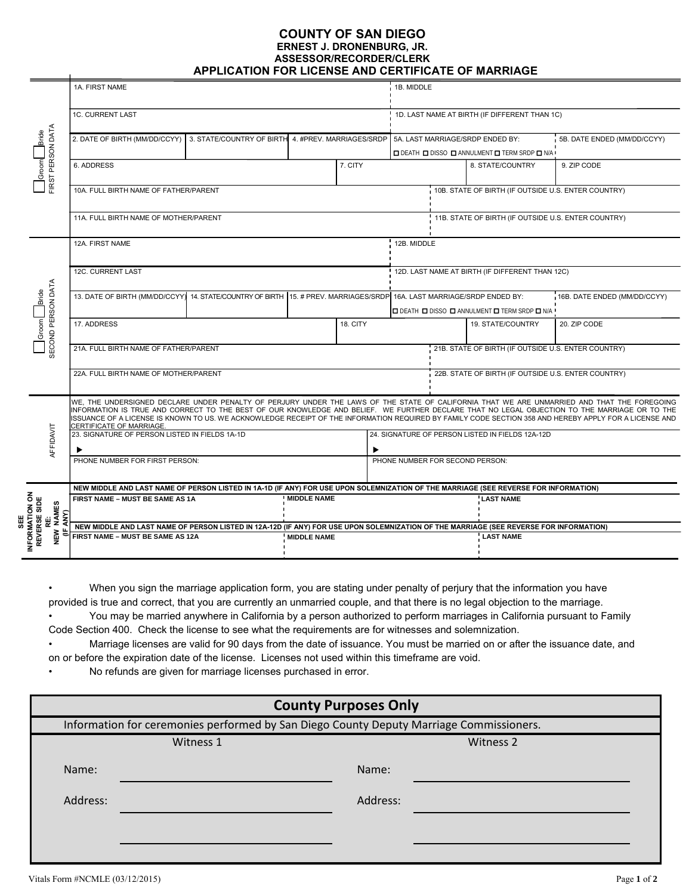# COUNTY OF SAN DIEGO

**ERNEST J. DRONENBURG, JR.**
**ASSESSOR/RECORDER/CLERK**

## APPLICATION FOR LICENSE AND CERTIFICATE OF MARRIAGE

### FIRST PERSON DATA ☐ Groom ☐ Bride

| 1A. FIRST NAME | | | | 1B. MIDDLE | |
|---|---|---|---|---|---|
| 1C. CURRENT LAST | | | | 1D. LAST NAME AT BIRTH (IF DIFFERENT THAN 1C) | |
| 2. DATE OF BIRTH (MM/DD/CCYY) | 3. STATE/COUNTRY OF BIRTH | 4. #PREV. MARRIAGES/SRDP | | 5A. LAST MARRIAGE/SRDP ENDED BY: ☐ DEATH ☐ DISSO ☐ ANNULMENT ☐ TERM SRDP ☐ N/A | 5B. DATE ENDED (MM/DD/CCYY) |
| 6. ADDRESS | | | 7. CITY | 8. STATE/COUNTRY | 9. ZIP CODE |
| 10A. FULL BIRTH NAME OF FATHER/PARENT | | | | 10B. STATE OF BIRTH (IF OUTSIDE U.S. ENTER COUNTRY) | |
| 11A. FULL BIRTH NAME OF MOTHER/PARENT | | | | 11B. STATE OF BIRTH (IF OUTSIDE U.S. ENTER COUNTRY) | |

### SECOND PERSON DATA ☐ Groom ☐ Bride

| 12A. FIRST NAME | | | | 12B. MIDDLE | |
|---|---|---|---|---|---|
| 12C. CURRENT LAST | | | | 12D. LAST NAME AT BIRTH (IF DIFFERENT THAN 12C) | |
| 13. DATE OF BIRTH (MM/DD/CCYY) | 14. STATE/COUNTRY OF BIRTH | 15. # PREV. MARRIAGES/SRDP | | 16A. LAST MARRIAGE/SRDP ENDED BY: ☐ DEATH ☐ DISSO ☐ ANNULMENT ☐ TERM SRDP ☐ N/A | 16B. DATE ENDED (MM/DD/CCYY) |
| 17. ADDRESS | | | 18. CITY | 19. STATE/COUNTRY | 20. ZIP CODE |
| 21A. FULL BIRTH NAME OF FATHER/PARENT | | | | 21B. STATE OF BIRTH (IF OUTSIDE U.S. ENTER COUNTRY) | |
| 22A. FULL BIRTH NAME OF MOTHER/PARENT | | | | 22B. STATE OF BIRTH (IF OUTSIDE U.S. ENTER COUNTRY) | |

### AFFIDAVIT

WE, THE UNDERSIGNED DECLARE UNDER PENALTY OF PERJURY UNDER THE LAWS OF THE STATE OF CALIFORNIA THAT WE ARE UNMARRIED AND THAT THE FOREGOING INFORMATION IS TRUE AND CORRECT TO THE BEST OF OUR KNOWLEDGE AND BELIEF. WE FURTHER DECLARE THAT NO LEGAL OBJECTION TO THE MARRIAGE OR TO THE ISSUANCE OF A LICENSE IS KNOWN TO US. WE ACKNOWLEDGE RECEIPT OF THE INFORMATION REQUIRED BY FAMILY CODE SECTION 358 AND HEREBY APPLY FOR A LICENSE AND CERTIFICATE OF MARRIAGE.

| 23. SIGNATURE OF PERSON LISTED IN FIELDS 1A-1D | 24. SIGNATURE OF PERSON LISTED IN FIELDS 12A-12D |
|---|---|
| ▶ | ▶ |
| PHONE NUMBER FOR FIRST PERSON: | PHONE NUMBER FOR SECOND PERSON: |

### SEE INFORMATION ON REVERSE SIDE RE: NEW NAMES (IF ANY)

**NEW MIDDLE AND LAST NAME OF PERSON LISTED IN 1A-1D (IF ANY) FOR USE UPON SOLEMNIZATION OF THE MARRIAGE (SEE REVERSE FOR INFORMATION)**

| FIRST NAME – MUST BE SAME AS 1A | MIDDLE NAME | LAST NAME |
|---|---|---|
| | | |

**NEW MIDDLE AND LAST NAME OF PERSON LISTED IN 12A-12D (IF ANY) FOR USE UPON SOLEMNIZATION OF THE MARRIAGE (SEE REVERSE FOR INFORMATION)**

| FIRST NAME – MUST BE SAME AS 12A | MIDDLE NAME | LAST NAME |
|---|---|---|
| | | |

- When you sign the marriage application form, you are stating under penalty of perjury that the information you have provided is true and correct, that you are currently an unmarried couple, and that there is no legal objection to the marriage.
- You may be married anywhere in California by a person authorized to perform marriages in California pursuant to Family Code Section 400. Check the license to see what the requirements are for witnesses and solemnization.
- Marriage licenses are valid for 90 days from the date of issuance. You must be married on or after the issuance date, and on or before the expiration date of the license. Licenses not used within this timeframe are void.
- No refunds are given for marriage licenses purchased in error.

## County Purposes Only

Information for ceremonies performed by San Diego County Deputy Marriage Commissioners.

| Witness 1 | Witness 2 |
|---|---|
| Name: ______________ | Name: ______________ |
| Address: ______________ | Address: ______________ |
| ______________ | ______________ |

Vitals Form #NCMLE (03/12/2015)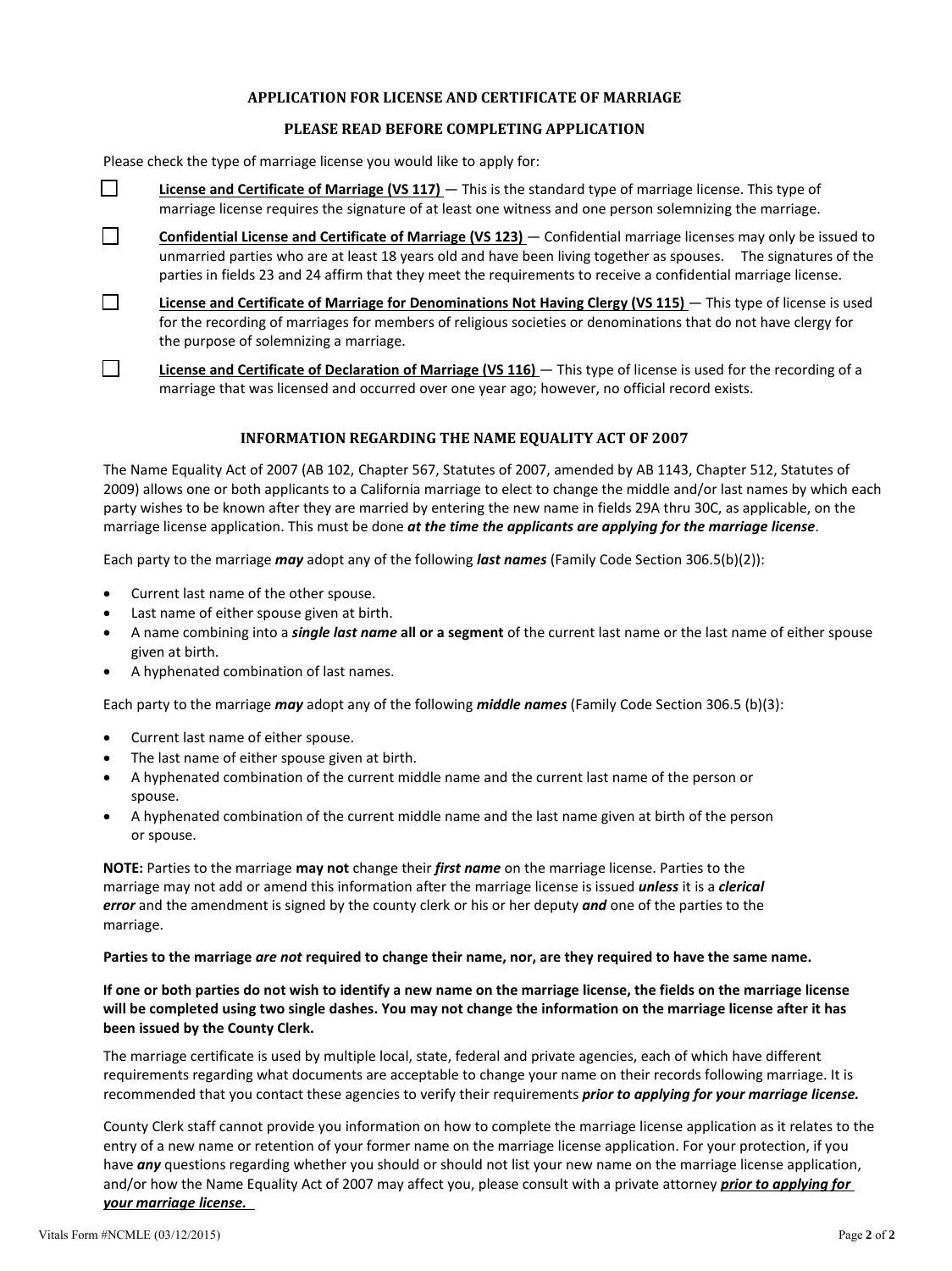## APPLICATION FOR LICENSE AND CERTIFICATE OF MARRIAGE

### PLEASE READ BEFORE COMPLETING APPLICATION

Please check the type of marriage license you would like to apply for:

- ☐ **License and Certificate of Marriage (VS 117)** — This is the standard type of marriage license. This type of marriage license requires the signature of at least one witness and one person solemnizing the marriage.
- ☐ **Confidential License and Certificate of Marriage (VS 123)** — Confidential marriage licenses may only be issued to unmarried parties who are at least 18 years old and have been living together as spouses. The signatures of the parties in fields 23 and 24 affirm that they meet the requirements to receive a confidential marriage license.
- ☐ **License and Certificate of Marriage for Denominations Not Having Clergy (VS 115)** — This type of license is used for the recording of marriages for members of religious societies or denominations that do not have clergy for the purpose of solemnizing a marriage.
- ☐ **License and Certificate of Declaration of Marriage (VS 116)** — This type of license is used for the recording of a marriage that was licensed and occurred over one year ago; however, no official record exists.

### INFORMATION REGARDING THE NAME EQUALITY ACT OF 2007

The Name Equality Act of 2007 (AB 102, Chapter 567, Statutes of 2007, amended by AB 1143, Chapter 512, Statutes of 2009) allows one or both applicants to a California marriage to elect to change the middle and/or last names by which each party wishes to be known after they are married by entering the new name in fields 29A thru 30C, as applicable, on the marriage license application. This must be done ***at the time the applicants are applying for the marriage license***.

Each party to the marriage ***may*** adopt any of the following ***last names*** (Family Code Section 306.5(b)(2)):

- Current last name of the other spouse.
- Last name of either spouse given at birth.
- A name combining into a ***single last name*** **all or a segment** of the current last name or the last name of either spouse given at birth.
- A hyphenated combination of last names.

Each party to the marriage ***may*** adopt any of the following ***middle names*** (Family Code Section 306.5 (b)(3):

- Current last name of either spouse.
- The last name of either spouse given at birth.
- A hyphenated combination of the current middle name and the current last name of the person or spouse.
- A hyphenated combination of the current middle name and the last name given at birth of the person or spouse.

**NOTE:** Parties to the marriage **may not** change their ***first name*** on the marriage license. Parties to the marriage may not add or amend this information after the marriage license is issued ***unless*** it is a ***clerical error*** and the amendment is signed by the county clerk or his or her deputy ***and*** one of the parties to the marriage.

**Parties to the marriage *are not* required to change their name, nor, are they required to have the same name.**

**If one or both parties do not wish to identify a new name on the marriage license, the fields on the marriage license will be completed using two single dashes. You may not change the information on the marriage license after it has been issued by the County Clerk.**

The marriage certificate is used by multiple local, state, federal and private agencies, each of which have different requirements regarding what documents are acceptable to change your name on their records following marriage. It is recommended that you contact these agencies to verify their requirements ***prior to applying for your marriage license.***

County Clerk staff cannot provide you information on how to complete the marriage license application as it relates to the entry of a new name or retention of your former name on the marriage license application. For your protection, if you have ***any*** questions regarding whether you should or should not list your new name on the marriage license application, and/or how the Name Equality Act of 2007 may affect you, please consult with a private attorney ***prior to applying for your marriage license.***

Vitals Form #NCMLE (03/12/2015)